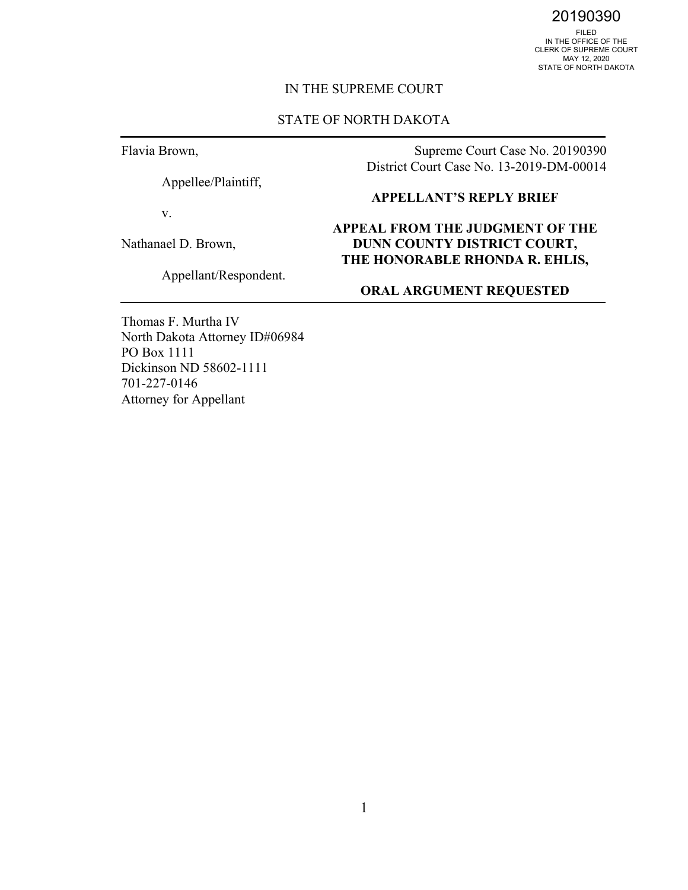20190390

FILED
IN THE OFFICE OF THE
CLERK OF SUPREME COURT
MAY 12, 2020
STATE OF NORTH DAKOTA

IN THE SUPREME COURT

STATE OF NORTH DAKOTA

---

Flavia Brown,

Appellee/Plaintiff,

v.

Nathanael D. Brown,

Appellant/Respondent.

Supreme Court Case No. 20190390
District Court Case No. 13-2019-DM-00014

**APPELLANT'S REPLY BRIEF**

**APPEAL FROM THE JUDGMENT OF THE DUNN COUNTY DISTRICT COURT, THE HONORABLE RHONDA R. EHLIS,**

**ORAL ARGUMENT REQUESTED**

---

Thomas F. Murtha IV
North Dakota Attorney ID#06984
PO Box 1111
Dickinson ND 58602-1111
701-227-0146
Attorney for Appellant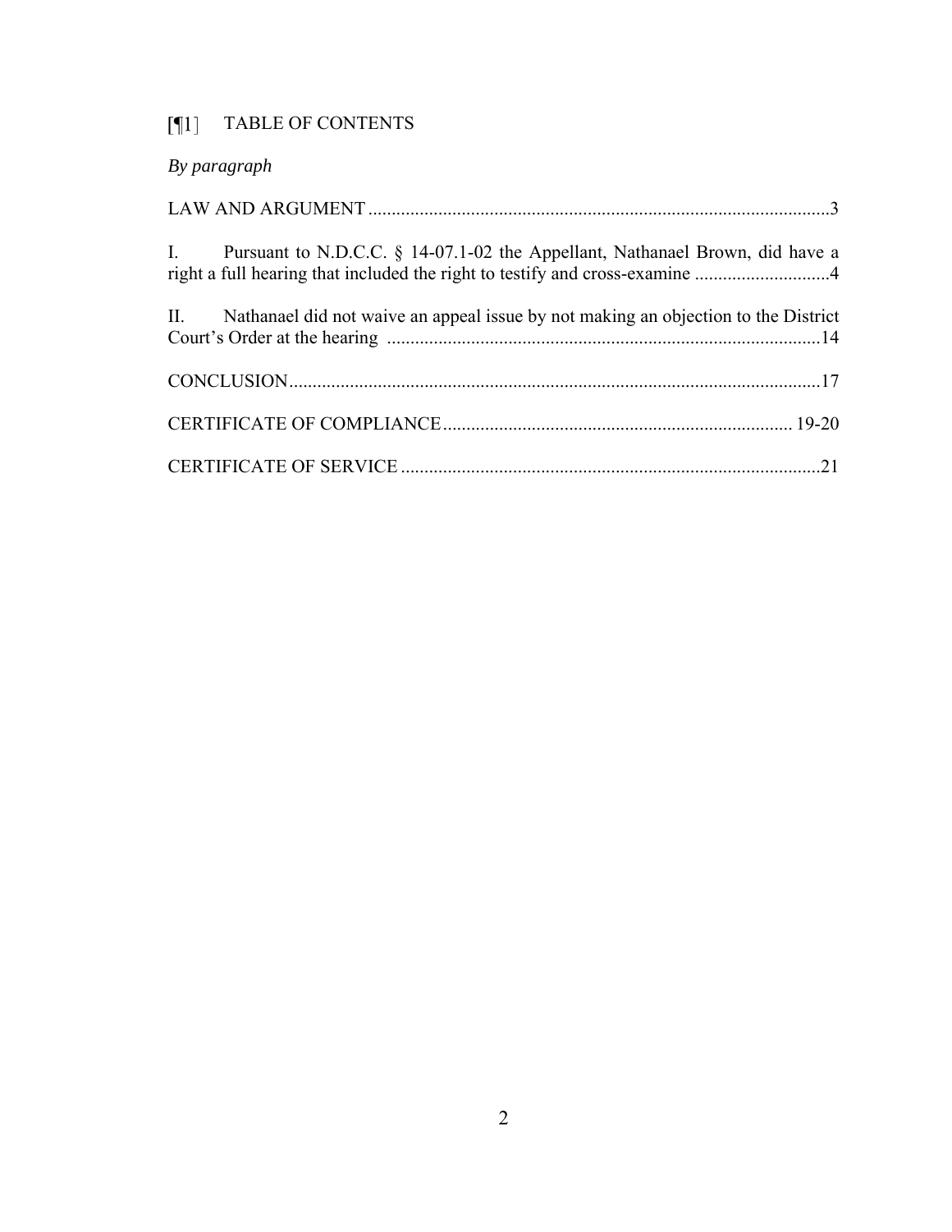[¶1] TABLE OF CONTENTS

*By paragraph*

LAW AND ARGUMENT ....................................................................................................3

I. Pursuant to N.D.C.C. § 14-07.1-02 the Appellant, Nathanael Brown, did have a right a full hearing that included the right to testify and cross-examine .............................4

II. Nathanael did not waive an appeal issue by not making an objection to the District Court's Order at the hearing .............................................................................................14

CONCLUSION.................................................................................................................17

CERTIFICATE OF COMPLIANCE........................................................................... 19-20

CERTIFICATE OF SERVICE ..........................................................................................21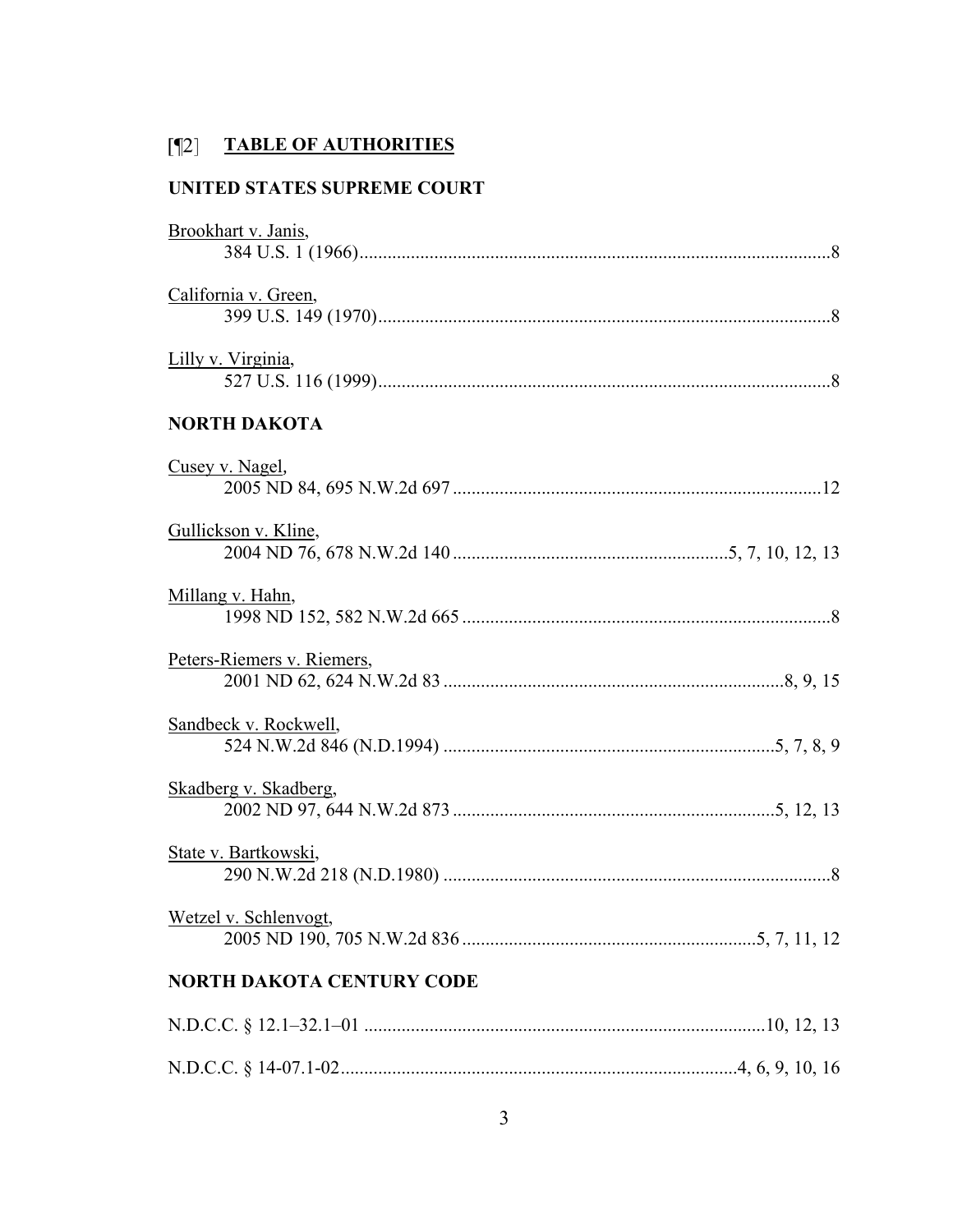## [¶2] **TABLE OF AUTHORITIES**

### UNITED STATES SUPREME COURT

Brookhart v. Janis,
384 U.S. 1 (1966) .......... 8

California v. Green,
399 U.S. 149 (1970) .......... 8

Lilly v. Virginia,
527 U.S. 116 (1999) .......... 8

### NORTH DAKOTA

Cusey v. Nagel,
2005 ND 84, 695 N.W.2d 697 .......... 12

Gullickson v. Kline,
2004 ND 76, 678 N.W.2d 140 .......... 5, 7, 10, 12, 13

Millang v. Hahn,
1998 ND 152, 582 N.W.2d 665 .......... 8

Peters-Riemers v. Riemers,
2001 ND 62, 624 N.W.2d 83 .......... 8, 9, 15

Sandbeck v. Rockwell,
524 N.W.2d 846 (N.D.1994) .......... 5, 7, 8, 9

Skadberg v. Skadberg,
2002 ND 97, 644 N.W.2d 873 .......... 5, 12, 13

State v. Bartkowski,
290 N.W.2d 218 (N.D.1980) .......... 8

Wetzel v. Schlenvogt,
2005 ND 190, 705 N.W.2d 836 .......... 5, 7, 11, 12

### NORTH DAKOTA CENTURY CODE

N.D.C.C. § 12.1–32.1–01 .......... 10, 12, 13

N.D.C.C. § 14-07.1-02 .......... 4, 6, 9, 10, 16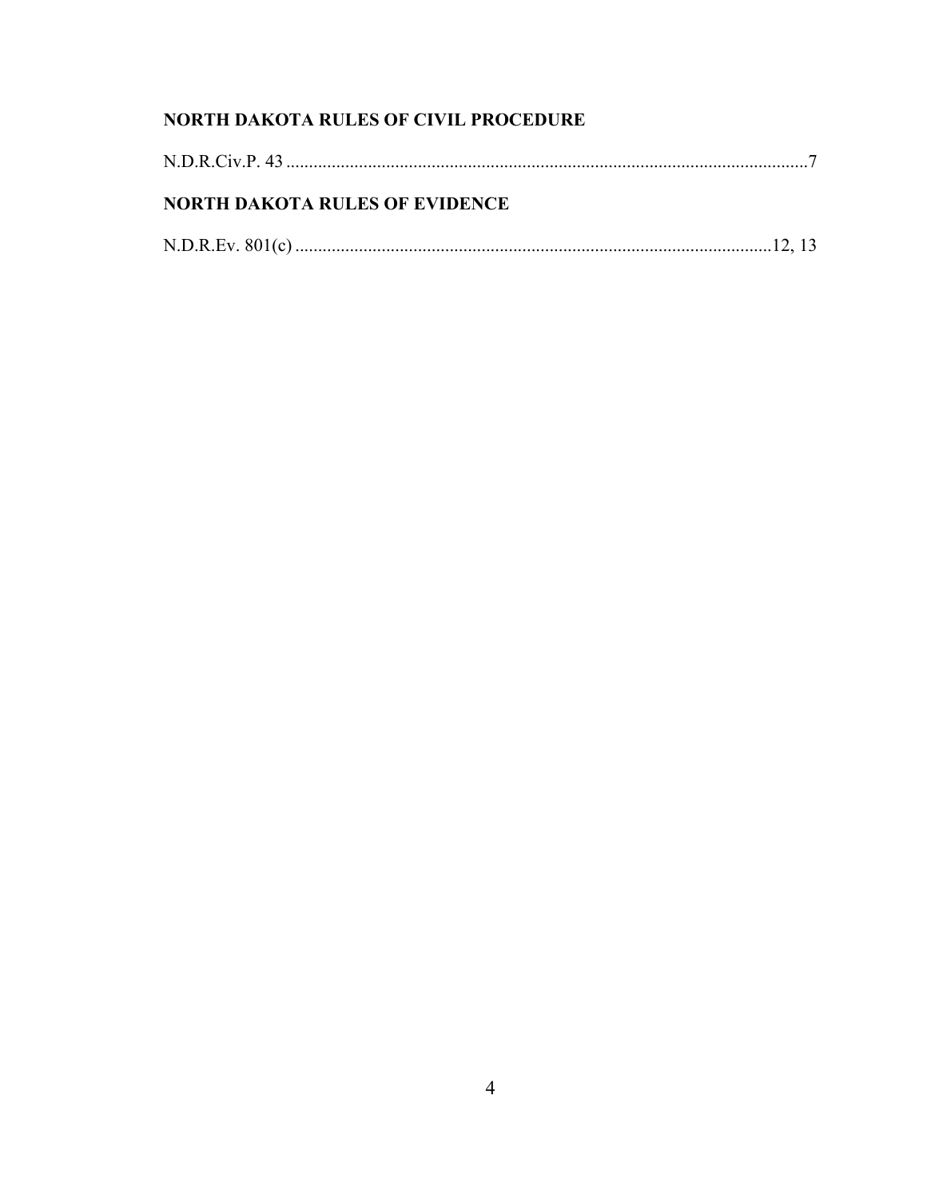**NORTH DAKOTA RULES OF CIVIL PROCEDURE**

N.D.R.Civ.P. 43 ....................................................................................................................7

**NORTH DAKOTA RULES OF EVIDENCE**

N.D.R.Ev. 801(c) ..........................................................................................................12, 13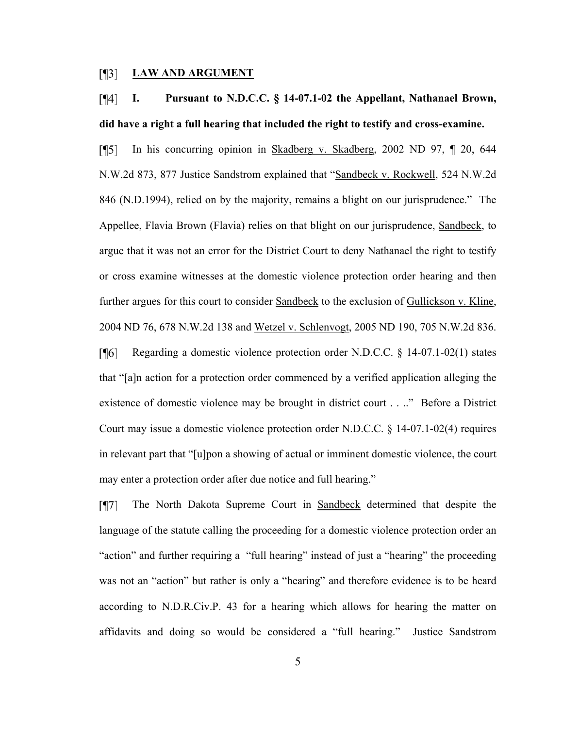[¶3] **LAW AND ARGUMENT**

[¶4] **I. Pursuant to N.D.C.C. § 14-07.1-02 the Appellant, Nathanael Brown, did have a right a full hearing that included the right to testify and cross-examine.**

[¶5] In his concurring opinion in Skadberg v. Skadberg, 2002 ND 97, ¶ 20, 644 N.W.2d 873, 877 Justice Sandstrom explained that "Sandbeck v. Rockwell, 524 N.W.2d 846 (N.D.1994), relied on by the majority, remains a blight on our jurisprudence." The Appellee, Flavia Brown (Flavia) relies on that blight on our jurisprudence, Sandbeck, to argue that it was not an error for the District Court to deny Nathanael the right to testify or cross examine witnesses at the domestic violence protection order hearing and then further argues for this court to consider Sandbeck to the exclusion of Gullickson v. Kline, 2004 ND 76, 678 N.W.2d 138 and Wetzel v. Schlenvogt, 2005 ND 190, 705 N.W.2d 836.

[¶6] Regarding a domestic violence protection order N.D.C.C. § 14-07.1-02(1) states that "[a]n action for a protection order commenced by a verified application alleging the existence of domestic violence may be brought in district court . . .." Before a District Court may issue a domestic violence protection order N.D.C.C. § 14-07.1-02(4) requires in relevant part that "[u]pon a showing of actual or imminent domestic violence, the court may enter a protection order after due notice and full hearing."

[¶7] The North Dakota Supreme Court in Sandbeck determined that despite the language of the statute calling the proceeding for a domestic violence protection order an "action" and further requiring a "full hearing" instead of just a "hearing" the proceeding was not an "action" but rather is only a "hearing" and therefore evidence is to be heard according to N.D.R.Civ.P. 43 for a hearing which allows for hearing the matter on affidavits and doing so would be considered a "full hearing." Justice Sandstrom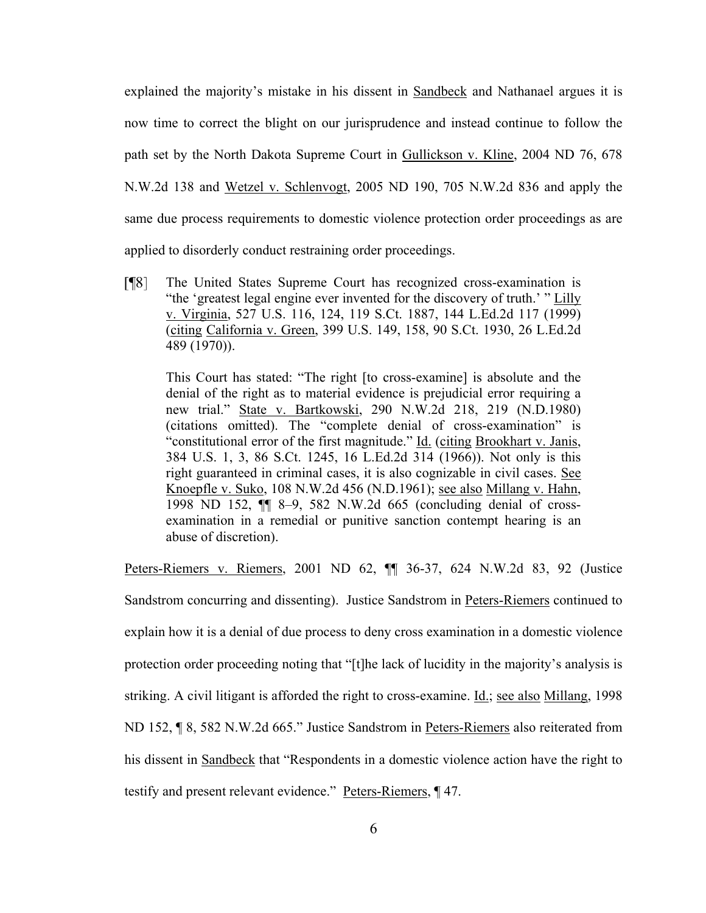explained the majority's mistake in his dissent in Sandbeck and Nathanael argues it is now time to correct the blight on our jurisprudence and instead continue to follow the path set by the North Dakota Supreme Court in Gullickson v. Kline, 2004 ND 76, 678 N.W.2d 138 and Wetzel v. Schlenvogt, 2005 ND 190, 705 N.W.2d 836 and apply the same due process requirements to domestic violence protection order proceedings as are applied to disorderly conduct restraining order proceedings.

> [¶8] The United States Supreme Court has recognized cross-examination is "the 'greatest legal engine ever invented for the discovery of truth.' " Lilly v. Virginia, 527 U.S. 116, 124, 119 S.Ct. 1887, 144 L.Ed.2d 117 (1999) (citing California v. Green, 399 U.S. 149, 158, 90 S.Ct. 1930, 26 L.Ed.2d 489 (1970)).
>
> This Court has stated: "The right [to cross-examine] is absolute and the denial of the right as to material evidence is prejudicial error requiring a new trial." State v. Bartkowski, 290 N.W.2d 218, 219 (N.D.1980) (citations omitted). The "complete denial of cross-examination" is "constitutional error of the first magnitude." Id. (citing Brookhart v. Janis, 384 U.S. 1, 3, 86 S.Ct. 1245, 16 L.Ed.2d 314 (1966)). Not only is this right guaranteed in criminal cases, it is also cognizable in civil cases. See Knoepfle v. Suko, 108 N.W.2d 456 (N.D.1961); see also Millang v. Hahn, 1998 ND 152, ¶¶ 8–9, 582 N.W.2d 665 (concluding denial of cross-examination in a remedial or punitive sanction contempt hearing is an abuse of discretion).

Peters-Riemers v. Riemers, 2001 ND 62, ¶¶ 36-37, 624 N.W.2d 83, 92 (Justice Sandstrom concurring and dissenting). Justice Sandstrom in Peters-Riemers continued to explain how it is a denial of due process to deny cross examination in a domestic violence protection order proceeding noting that "[t]he lack of lucidity in the majority's analysis is striking. A civil litigant is afforded the right to cross-examine. Id.; see also Millang, 1998 ND 152, ¶ 8, 582 N.W.2d 665." Justice Sandstrom in Peters-Riemers also reiterated from his dissent in Sandbeck that "Respondents in a domestic violence action have the right to testify and present relevant evidence." Peters-Riemers, ¶ 47.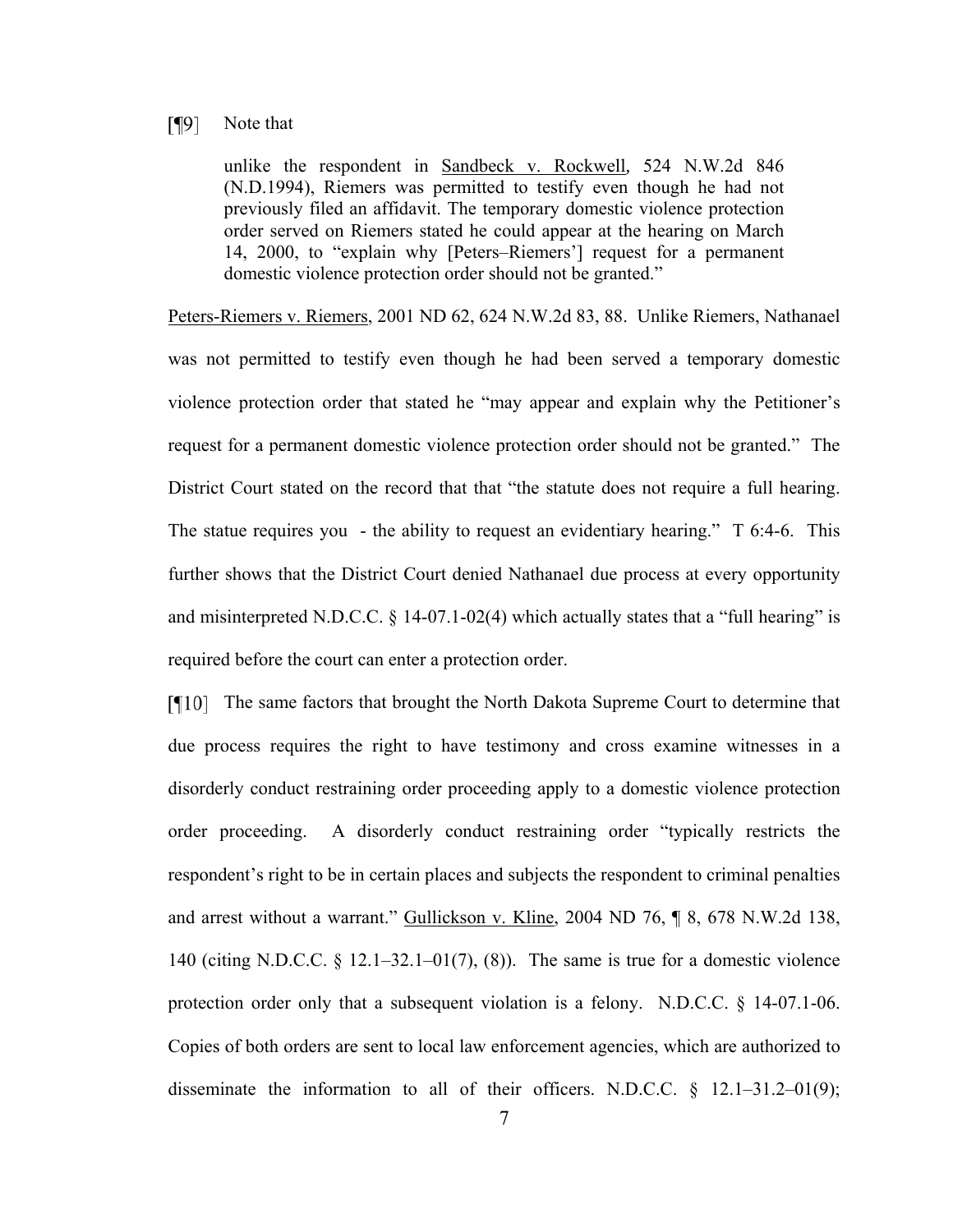[¶9] Note that

> unlike the respondent in Sandbeck v. Rockwell, 524 N.W.2d 846 (N.D.1994), Riemers was permitted to testify even though he had not previously filed an affidavit. The temporary domestic violence protection order served on Riemers stated he could appear at the hearing on March 14, 2000, to "explain why [Peters–Riemers'] request for a permanent domestic violence protection order should not be granted."

Peters-Riemers v. Riemers, 2001 ND 62, 624 N.W.2d 83, 88. Unlike Riemers, Nathanael was not permitted to testify even though he had been served a temporary domestic violence protection order that stated he "may appear and explain why the Petitioner's request for a permanent domestic violence protection order should not be granted." The District Court stated on the record that that "the statute does not require a full hearing. The statue requires you - the ability to request an evidentiary hearing." T 6:4-6. This further shows that the District Court denied Nathanael due process at every opportunity and misinterpreted N.D.C.C. § 14-07.1-02(4) which actually states that a "full hearing" is required before the court can enter a protection order.

[¶10] The same factors that brought the North Dakota Supreme Court to determine that due process requires the right to have testimony and cross examine witnesses in a disorderly conduct restraining order proceeding apply to a domestic violence protection order proceeding. A disorderly conduct restraining order "typically restricts the respondent's right to be in certain places and subjects the respondent to criminal penalties and arrest without a warrant." Gullickson v. Kline, 2004 ND 76, ¶ 8, 678 N.W.2d 138, 140 (citing N.D.C.C. § 12.1–32.1–01(7), (8)). The same is true for a domestic violence protection order only that a subsequent violation is a felony. N.D.C.C. § 14-07.1-06. Copies of both orders are sent to local law enforcement agencies, which are authorized to disseminate the information to all of their officers. N.D.C.C. § 12.1–31.2–01(9);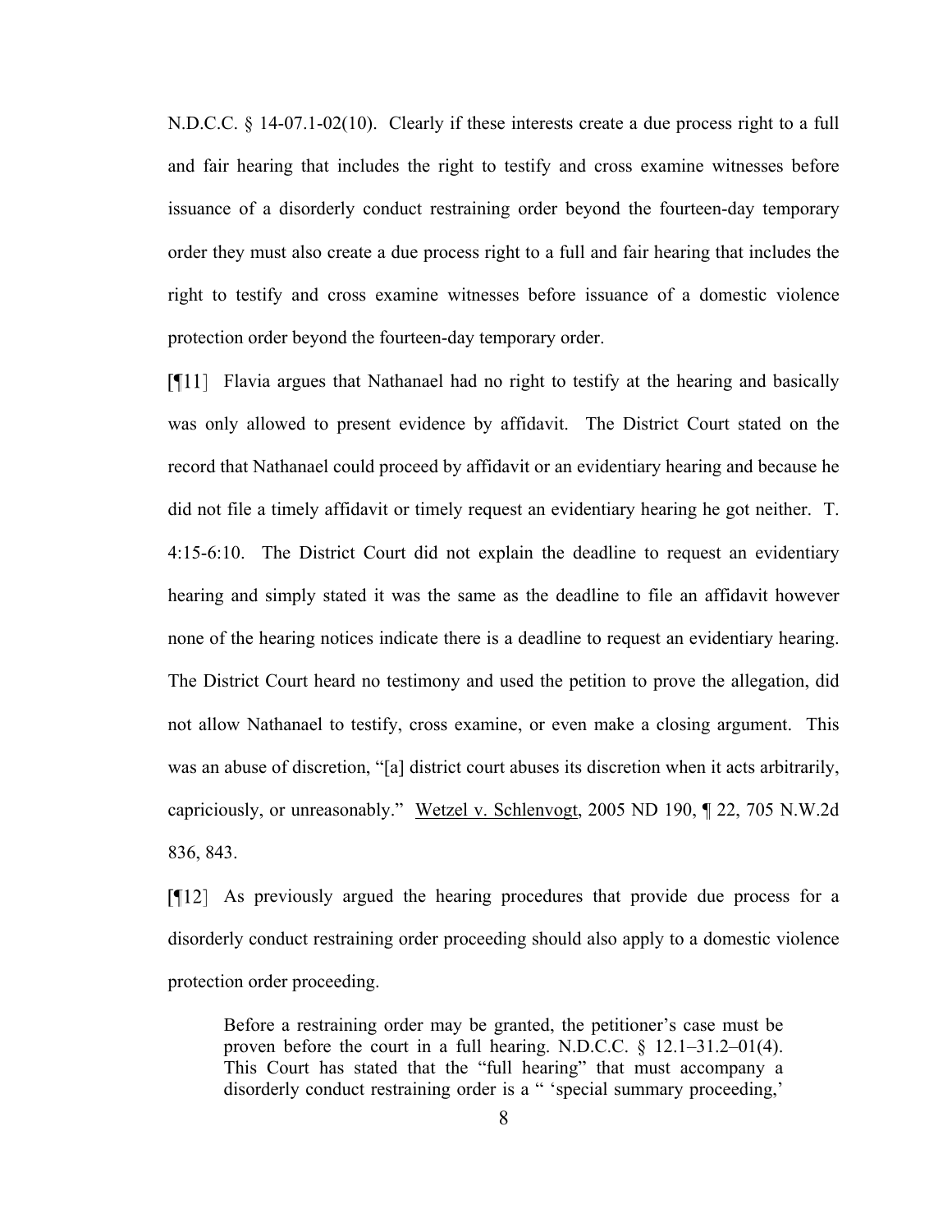N.D.C.C. § 14-07.1-02(10). Clearly if these interests create a due process right to a full and fair hearing that includes the right to testify and cross examine witnesses before issuance of a disorderly conduct restraining order beyond the fourteen-day temporary order they must also create a due process right to a full and fair hearing that includes the right to testify and cross examine witnesses before issuance of a domestic violence protection order beyond the fourteen-day temporary order.

[¶11] Flavia argues that Nathanael had no right to testify at the hearing and basically was only allowed to present evidence by affidavit. The District Court stated on the record that Nathanael could proceed by affidavit or an evidentiary hearing and because he did not file a timely affidavit or timely request an evidentiary hearing he got neither. T. 4:15-6:10. The District Court did not explain the deadline to request an evidentiary hearing and simply stated it was the same as the deadline to file an affidavit however none of the hearing notices indicate there is a deadline to request an evidentiary hearing. The District Court heard no testimony and used the petition to prove the allegation, did not allow Nathanael to testify, cross examine, or even make a closing argument. This was an abuse of discretion, "[a] district court abuses its discretion when it acts arbitrarily, capriciously, or unreasonably." Wetzel v. Schlenvogt, 2005 ND 190, ¶ 22, 705 N.W.2d 836, 843.

[¶12] As previously argued the hearing procedures that provide due process for a disorderly conduct restraining order proceeding should also apply to a domestic violence protection order proceeding.

> Before a restraining order may be granted, the petitioner's case must be proven before the court in a full hearing. N.D.C.C. § 12.1–31.2–01(4). This Court has stated that the "full hearing" that must accompany a disorderly conduct restraining order is a " 'special summary proceeding,'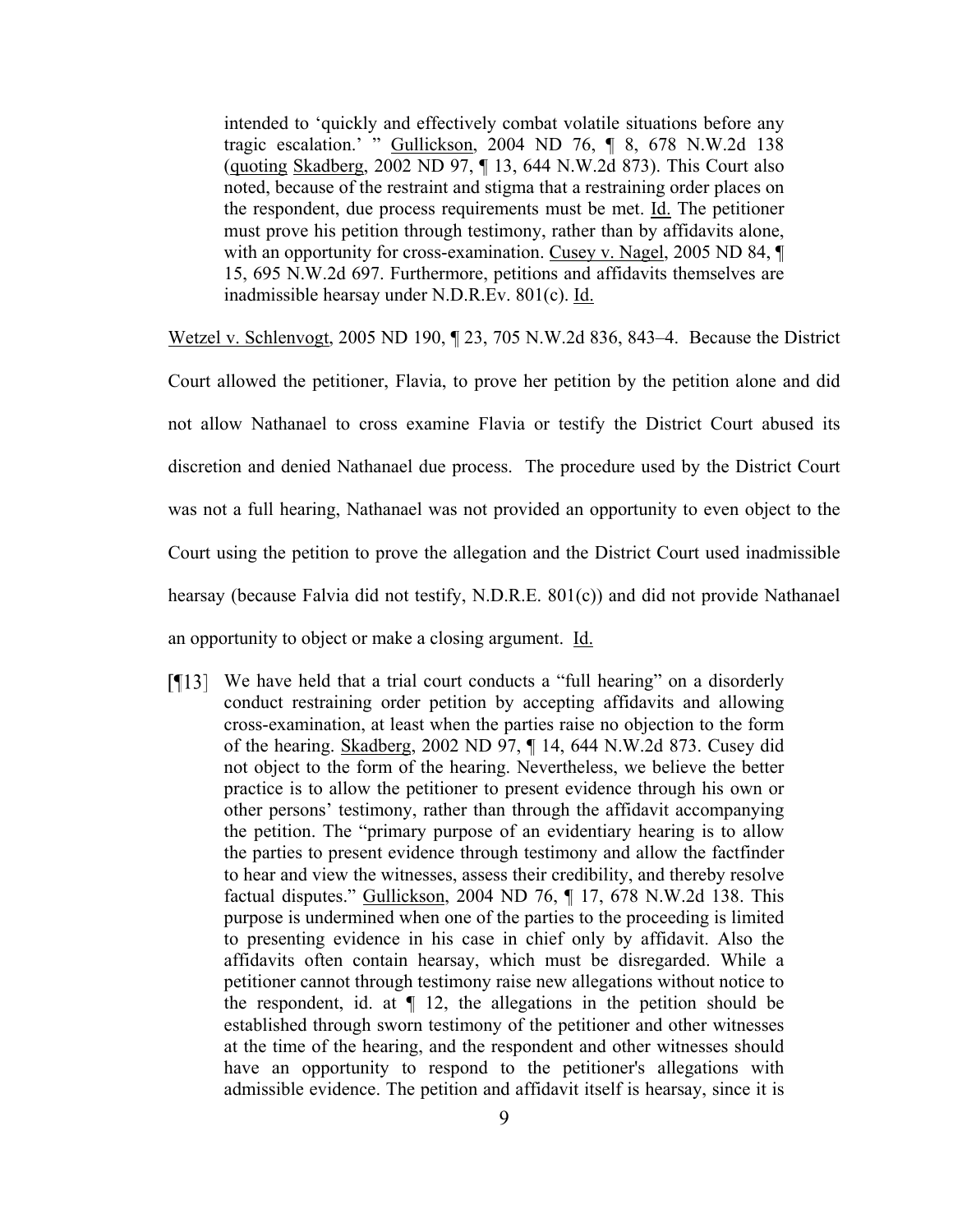> intended to 'quickly and effectively combat volatile situations before any tragic escalation.' " Gullickson, 2004 ND 76, ¶ 8, 678 N.W.2d 138 (quoting Skadberg, 2002 ND 97, ¶ 13, 644 N.W.2d 873). This Court also noted, because of the restraint and stigma that a restraining order places on the respondent, due process requirements must be met. Id. The petitioner must prove his petition through testimony, rather than by affidavits alone, with an opportunity for cross-examination. Cusey v. Nagel, 2005 ND 84, ¶ 15, 695 N.W.2d 697. Furthermore, petitions and affidavits themselves are inadmissible hearsay under N.D.R.Ev. 801(c). Id.

Wetzel v. Schlenvogt, 2005 ND 190, ¶ 23, 705 N.W.2d 836, 843–4. Because the District Court allowed the petitioner, Flavia, to prove her petition by the petition alone and did not allow Nathanael to cross examine Flavia or testify the District Court abused its discretion and denied Nathanael due process. The procedure used by the District Court was not a full hearing, Nathanael was not provided an opportunity to even object to the Court using the petition to prove the allegation and the District Court used inadmissible hearsay (because Falvia did not testify, N.D.R.E. 801(c)) and did not provide Nathanael an opportunity to object or make a closing argument. Id.

> [¶13] We have held that a trial court conducts a "full hearing" on a disorderly conduct restraining order petition by accepting affidavits and allowing cross-examination, at least when the parties raise no objection to the form of the hearing. Skadberg, 2002 ND 97, ¶ 14, 644 N.W.2d 873. Cusey did not object to the form of the hearing. Nevertheless, we believe the better practice is to allow the petitioner to present evidence through his own or other persons' testimony, rather than through the affidavit accompanying the petition. The "primary purpose of an evidentiary hearing is to allow the parties to present evidence through testimony and allow the factfinder to hear and view the witnesses, assess their credibility, and thereby resolve factual disputes." Gullickson, 2004 ND 76, ¶ 17, 678 N.W.2d 138. This purpose is undermined when one of the parties to the proceeding is limited to presenting evidence in his case in chief only by affidavit. Also the affidavits often contain hearsay, which must be disregarded. While a petitioner cannot through testimony raise new allegations without notice to the respondent, id. at ¶ 12, the allegations in the petition should be established through sworn testimony of the petitioner and other witnesses at the time of the hearing, and the respondent and other witnesses should have an opportunity to respond to the petitioner's allegations with admissible evidence. The petition and affidavit itself is hearsay, since it is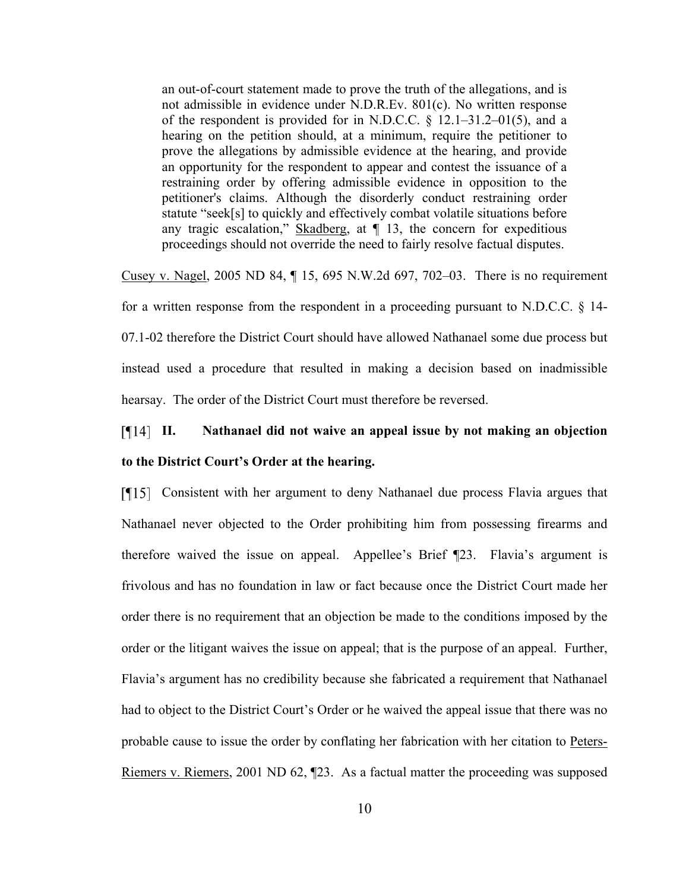> an out-of-court statement made to prove the truth of the allegations, and is not admissible in evidence under N.D.R.Ev. 801(c). No written response of the respondent is provided for in N.D.C.C. § 12.1–31.2–01(5), and a hearing on the petition should, at a minimum, require the petitioner to prove the allegations by admissible evidence at the hearing, and provide an opportunity for the respondent to appear and contest the issuance of a restraining order by offering admissible evidence in opposition to the petitioner's claims. Although the disorderly conduct restraining order statute "seek[s] to quickly and effectively combat volatile situations before any tragic escalation," Skadberg, at ¶ 13, the concern for expeditious proceedings should not override the need to fairly resolve factual disputes.

Cusey v. Nagel, 2005 ND 84, ¶ 15, 695 N.W.2d 697, 702–03. There is no requirement for a written response from the respondent in a proceeding pursuant to N.D.C.C. § 14-07.1-02 therefore the District Court should have allowed Nathanael some due process but instead used a procedure that resulted in making a decision based on inadmissible hearsay. The order of the District Court must therefore be reversed.

[¶14] **II. Nathanael did not waive an appeal issue by not making an objection to the District Court's Order at the hearing.**

[¶15] Consistent with her argument to deny Nathanael due process Flavia argues that Nathanael never objected to the Order prohibiting him from possessing firearms and therefore waived the issue on appeal. Appellee's Brief ¶23. Flavia's argument is frivolous and has no foundation in law or fact because once the District Court made her order there is no requirement that an objection be made to the conditions imposed by the order or the litigant waives the issue on appeal; that is the purpose of an appeal. Further, Flavia's argument has no credibility because she fabricated a requirement that Nathanael had to object to the District Court's Order or he waived the appeal issue that there was no probable cause to issue the order by conflating her fabrication with her citation to Peters-Riemers v. Riemers, 2001 ND 62, ¶23. As a factual matter the proceeding was supposed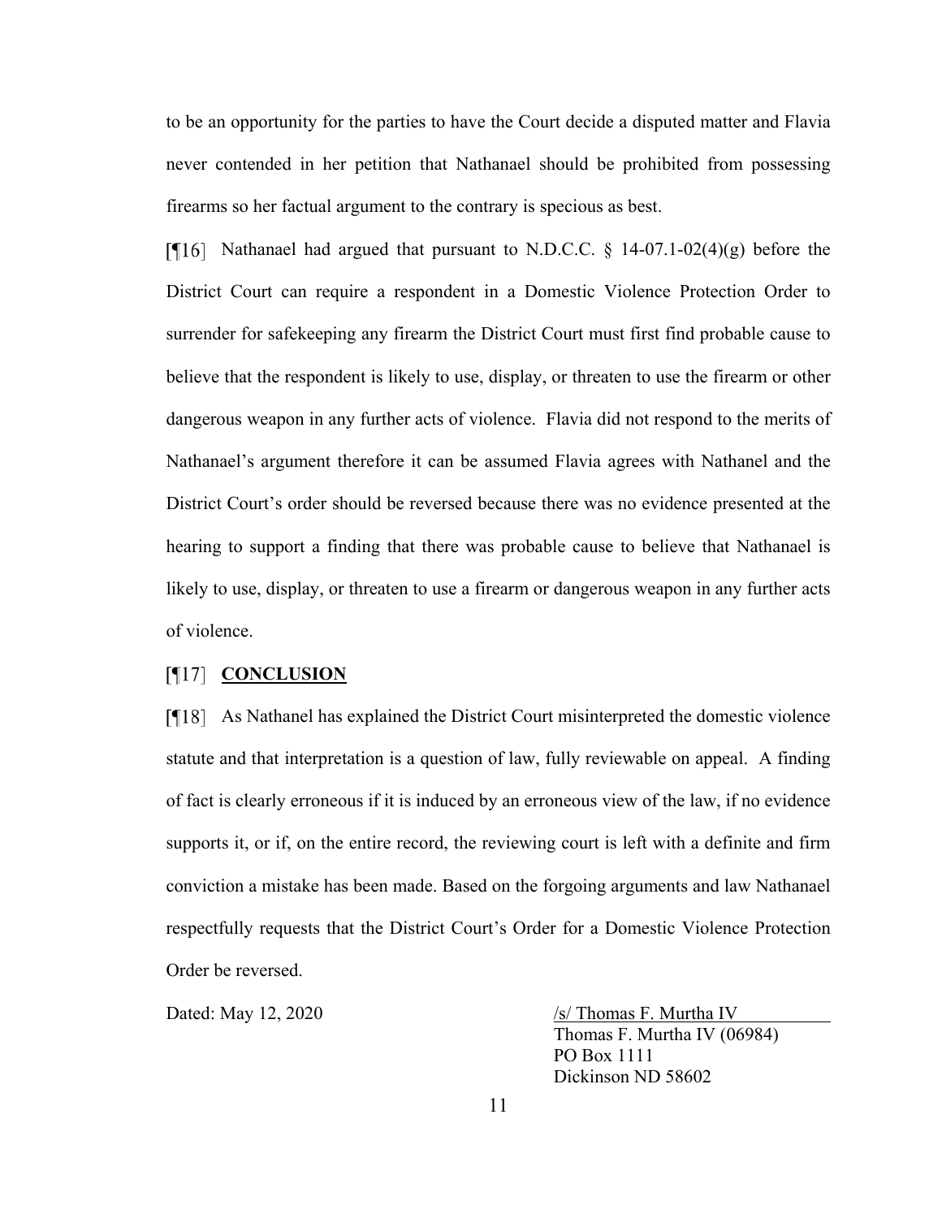to be an opportunity for the parties to have the Court decide a disputed matter and Flavia never contended in her petition that Nathanael should be prohibited from possessing firearms so her factual argument to the contrary is specious as best.

[¶16] Nathanael had argued that pursuant to N.D.C.C. § 14-07.1-02(4)(g) before the District Court can require a respondent in a Domestic Violence Protection Order to surrender for safekeeping any firearm the District Court must first find probable cause to believe that the respondent is likely to use, display, or threaten to use the firearm or other dangerous weapon in any further acts of violence. Flavia did not respond to the merits of Nathanael's argument therefore it can be assumed Flavia agrees with Nathanel and the District Court's order should be reversed because there was no evidence presented at the hearing to support a finding that there was probable cause to believe that Nathanael is likely to use, display, or threaten to use a firearm or dangerous weapon in any further acts of violence.

[¶17] **CONCLUSION**

[¶18] As Nathanel has explained the District Court misinterpreted the domestic violence statute and that interpretation is a question of law, fully reviewable on appeal. A finding of fact is clearly erroneous if it is induced by an erroneous view of the law, if no evidence supports it, or if, on the entire record, the reviewing court is left with a definite and firm conviction a mistake has been made. Based on the forgoing arguments and law Nathanael respectfully requests that the District Court's Order for a Domestic Violence Protection Order be reversed.

Dated: May 12, 2020

/s/ Thomas F. Murtha IV
Thomas F. Murtha IV (06984)
PO Box 1111
Dickinson ND 58602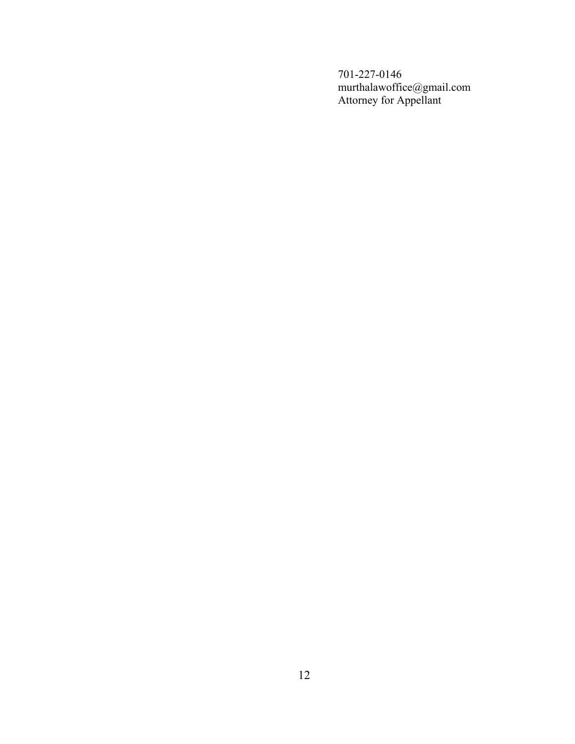701-227-0146
murthalawoffice@gmail.com
Attorney for Appellant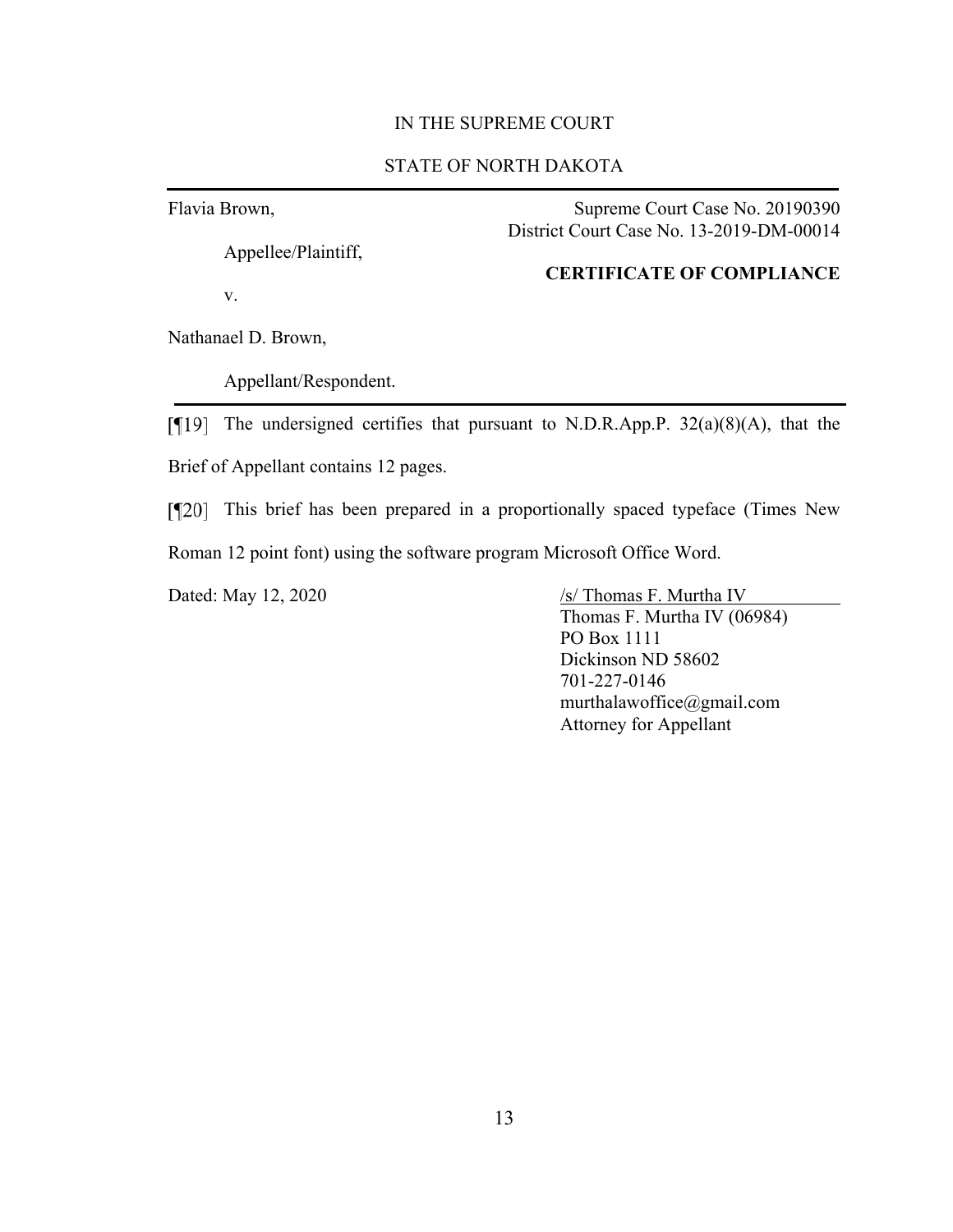IN THE SUPREME COURT

STATE OF NORTH DAKOTA

---

Flavia Brown,

Appellee/Plaintiff,

v.

Nathanael D. Brown,

Appellant/Respondent.

Supreme Court Case No. 20190390
District Court Case No. 13-2019-DM-00014

**CERTIFICATE OF COMPLIANCE**

---

[¶19] The undersigned certifies that pursuant to N.D.R.App.P. 32(a)(8)(A), that the Brief of Appellant contains 12 pages.

[¶20] This brief has been prepared in a proportionally spaced typeface (Times New Roman 12 point font) using the software program Microsoft Office Word.

Dated: May 12, 2020

/s/ Thomas F. Murtha IV
Thomas F. Murtha IV (06984)
PO Box 1111
Dickinson ND 58602
701-227-0146
murthalawoffice@gmail.com
Attorney for Appellant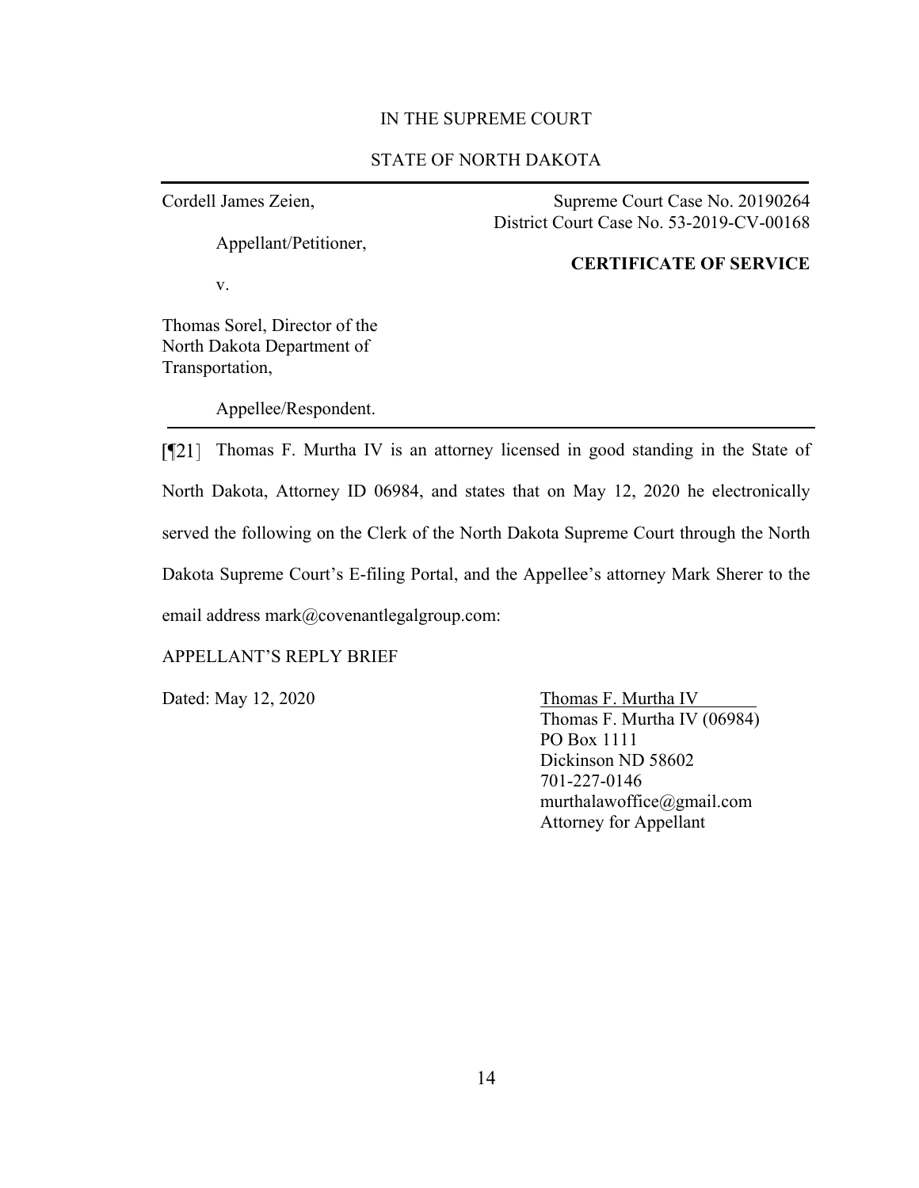IN THE SUPREME COURT

STATE OF NORTH DAKOTA

| | |
|---|---|
| Cordell James Zeien,<br><br>Appellant/Petitioner,<br><br>v.<br><br>Thomas Sorel, Director of the North Dakota Department of Transportation,<br><br>Appellee/Respondent. | Supreme Court Case No. 20190264<br>District Court Case No. 53-2019-CV-00168<br><br>**CERTIFICATE OF SERVICE** |

[¶21] Thomas F. Murtha IV is an attorney licensed in good standing in the State of North Dakota, Attorney ID 06984, and states that on May 12, 2020 he electronically served the following on the Clerk of the North Dakota Supreme Court through the North Dakota Supreme Court's E-filing Portal, and the Appellee's attorney Mark Sherer to the email address mark@covenantlegalgroup.com:

APPELLANT'S REPLY BRIEF

Dated: May 12, 2020

Thomas F. Murtha IV
Thomas F. Murtha IV (06984)
PO Box 1111
Dickinson ND 58602
701-227-0146
murthalawoffice@gmail.com
Attorney for Appellant